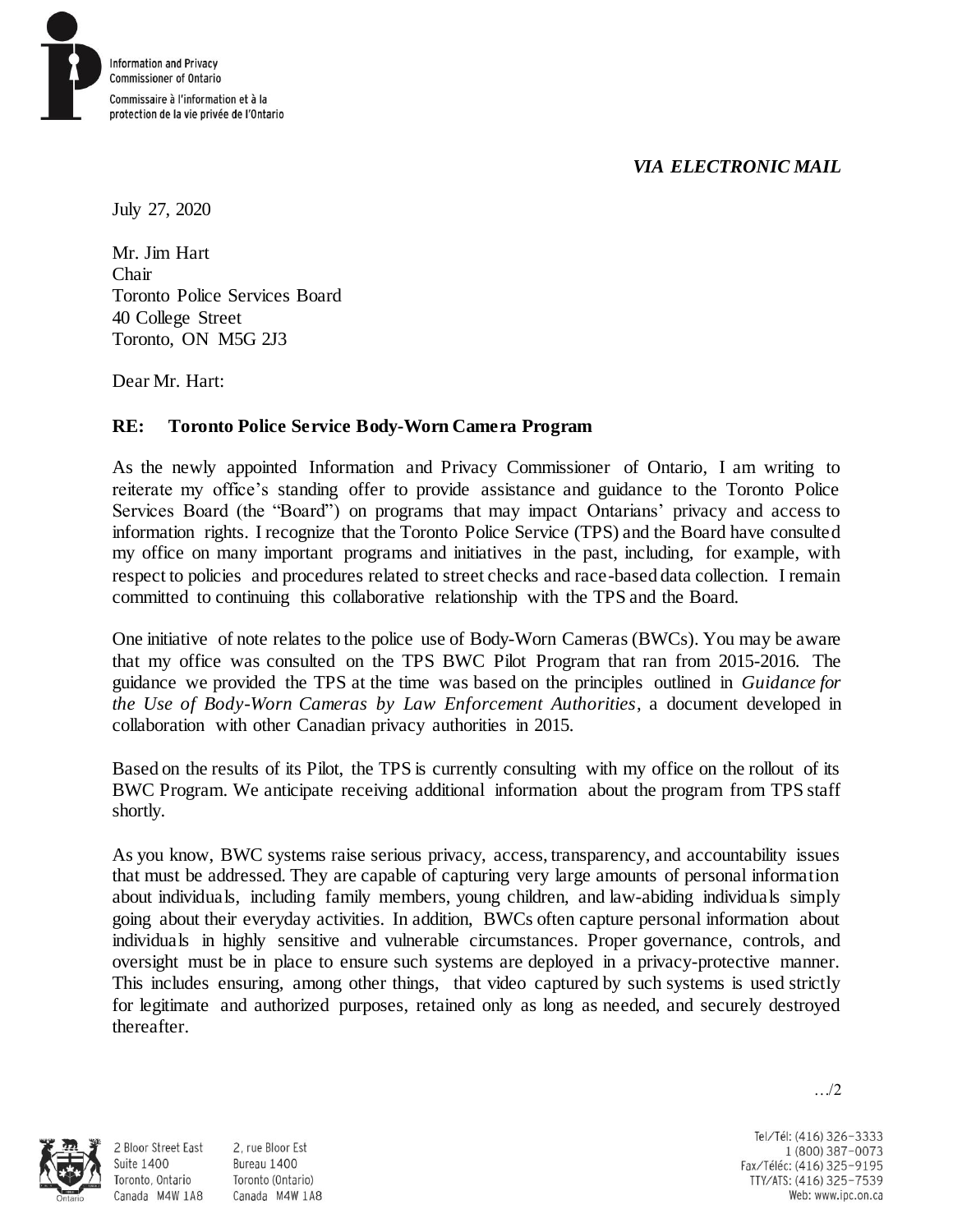Information and Privacy Commissioner of Ontario

Commissaire à l'information et à la protection de la vie privée de l'Ontario

*VIA ELECTRONIC MAIL*

July 27, 2020

Mr. Jim Hart
Chair
Toronto Police Services Board
40 College Street
Toronto, ON M5G 2J3

Dear Mr. Hart:

**RE: Toronto Police Service Body-Worn Camera Program**

As the newly appointed Information and Privacy Commissioner of Ontario, I am writing to reiterate my office's standing offer to provide assistance and guidance to the Toronto Police Services Board (the "Board") on programs that may impact Ontarians' privacy and access to information rights. I recognize that the Toronto Police Service (TPS) and the Board have consulted my office on many important programs and initiatives in the past, including, for example, with respect to policies and procedures related to street checks and race-based data collection. I remain committed to continuing this collaborative relationship with the TPS and the Board.

One initiative of note relates to the police use of Body-Worn Cameras (BWCs). You may be aware that my office was consulted on the TPS BWC Pilot Program that ran from 2015-2016. The guidance we provided the TPS at the time was based on the principles outlined in *Guidance for the Use of Body-Worn Cameras by Law Enforcement Authorities*, a document developed in collaboration with other Canadian privacy authorities in 2015.

Based on the results of its Pilot, the TPS is currently consulting with my office on the rollout of its BWC Program. We anticipate receiving additional information about the program from TPS staff shortly.

As you know, BWC systems raise serious privacy, access, transparency, and accountability issues that must be addressed. They are capable of capturing very large amounts of personal information about individuals, including family members, young children, and law-abiding individuals simply going about their everyday activities. In addition, BWCs often capture personal information about individuals in highly sensitive and vulnerable circumstances. Proper governance, controls, and oversight must be in place to ensure such systems are deployed in a privacy-protective manner. This includes ensuring, among other things, that video captured by such systems is used strictly for legitimate and authorized purposes, retained only as long as needed, and securely destroyed thereafter.

…/2

2 Bloor Street East
Suite 1400
Toronto, Ontario
Canada M4W 1A8

2, rue Bloor Est
Bureau 1400
Toronto (Ontario)
Canada M4W 1A8

Tel/Tél: (416) 326-3333
1 (800) 387-0073
Fax/Téléc: (416) 325-9195
TTY/ATS: (416) 325-7539
Web: www.ipc.on.ca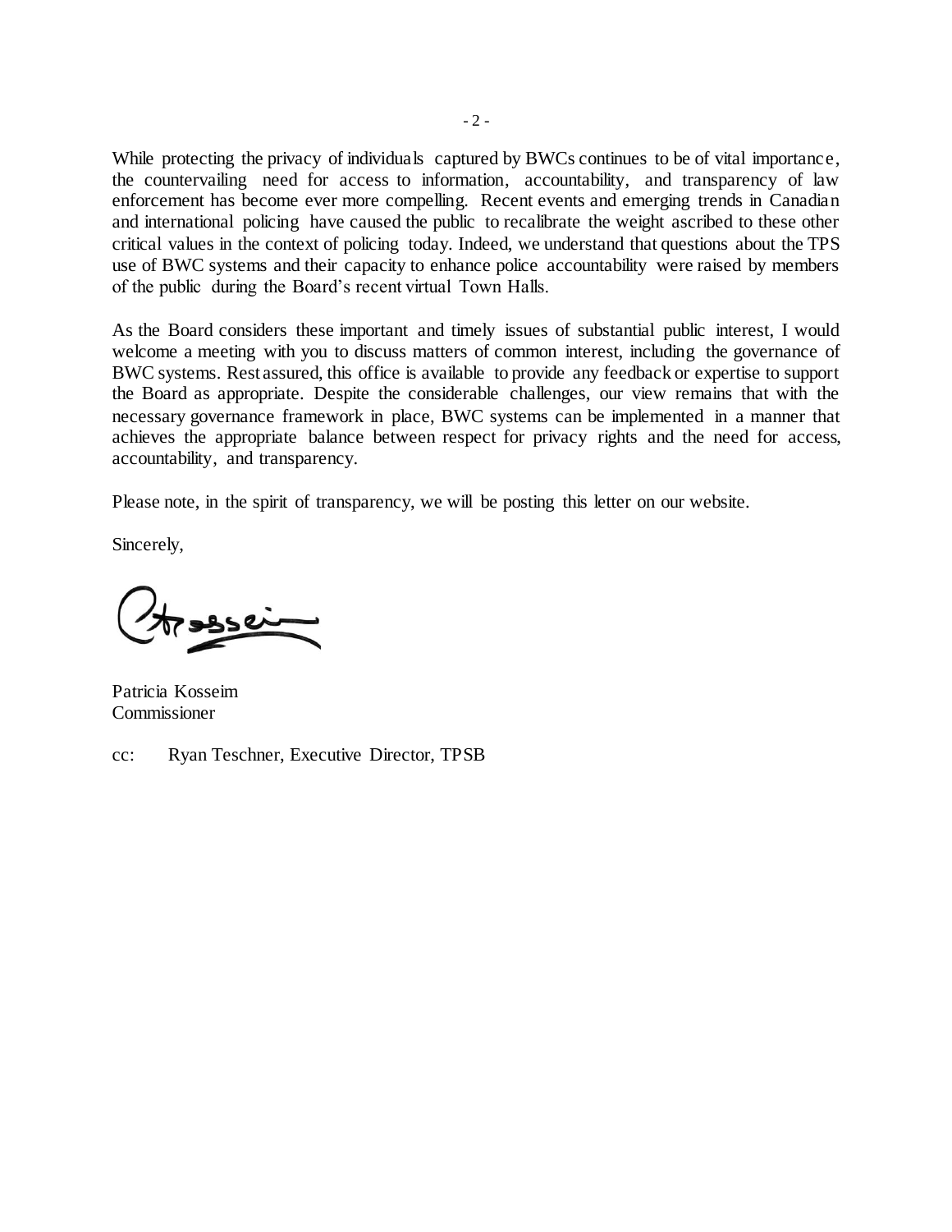While protecting the privacy of individuals captured by BWCs continues to be of vital importance, the countervailing need for access to information, accountability, and transparency of law enforcement has become ever more compelling. Recent events and emerging trends in Canadian and international policing have caused the public to recalibrate the weight ascribed to these other critical values in the context of policing today. Indeed, we understand that questions about the TPS use of BWC systems and their capacity to enhance police accountability were raised by members of the public during the Board's recent virtual Town Halls.

As the Board considers these important and timely issues of substantial public interest, I would welcome a meeting with you to discuss matters of common interest, including the governance of BWC systems. Rest assured, this office is available to provide any feedback or expertise to support the Board as appropriate. Despite the considerable challenges, our view remains that with the necessary governance framework in place, BWC systems can be implemented in a manner that achieves the appropriate balance between respect for privacy rights and the need for access, accountability, and transparency.

Please note, in the spirit of transparency, we will be posting this letter on our website.

Sincerely,

Patricia Kosseim
Commissioner

cc: Ryan Teschner, Executive Director, TPSB